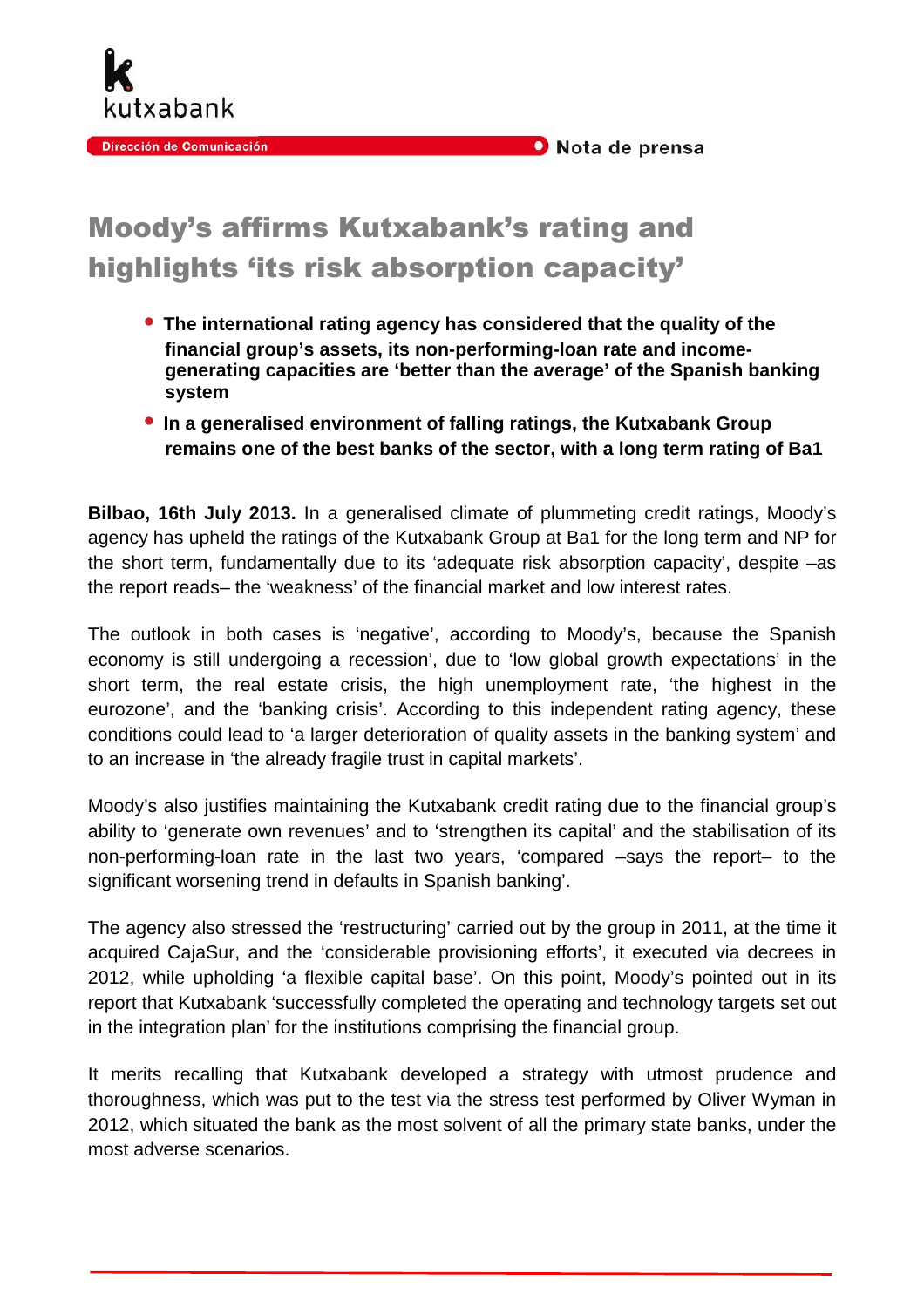kutxabank

Dirección de Comunicación

Nota de prensa

# Moody's affirms Kutxabank's rating and highlights 'its risk absorption capacity'

- **The international rating agency has considered that the quality of the financial group's assets, its non-performing-loan rate and income-generating capacities are 'better than the average' of the Spanish banking system**
- **In a generalised environment of falling ratings, the Kutxabank Group remains one of the best banks of the sector, with a long term rating of Ba1**

**Bilbao, 16th July 2013.** In a generalised climate of plummeting credit ratings, Moody's agency has upheld the ratings of the Kutxabank Group at Ba1 for the long term and NP for the short term, fundamentally due to its 'adequate risk absorption capacity', despite –as the report reads– the 'weakness' of the financial market and low interest rates.

The outlook in both cases is 'negative', according to Moody's, because the Spanish economy is still undergoing a recession', due to 'low global growth expectations' in the short term, the real estate crisis, the high unemployment rate, 'the highest in the eurozone', and the 'banking crisis'. According to this independent rating agency, these conditions could lead to 'a larger deterioration of quality assets in the banking system' and to an increase in 'the already fragile trust in capital markets'.

Moody's also justifies maintaining the Kutxabank credit rating due to the financial group's ability to 'generate own revenues' and to 'strengthen its capital' and the stabilisation of its non-performing-loan rate in the last two years, 'compared –says the report– to the significant worsening trend in defaults in Spanish banking'.

The agency also stressed the 'restructuring' carried out by the group in 2011, at the time it acquired CajaSur, and the 'considerable provisioning efforts', it executed via decrees in 2012, while upholding 'a flexible capital base'. On this point, Moody's pointed out in its report that Kutxabank 'successfully completed the operating and technology targets set out in the integration plan' for the institutions comprising the financial group.

It merits recalling that Kutxabank developed a strategy with utmost prudence and thoroughness, which was put to the test via the stress test performed by Oliver Wyman in 2012, which situated the bank as the most solvent of all the primary state banks, under the most adverse scenarios.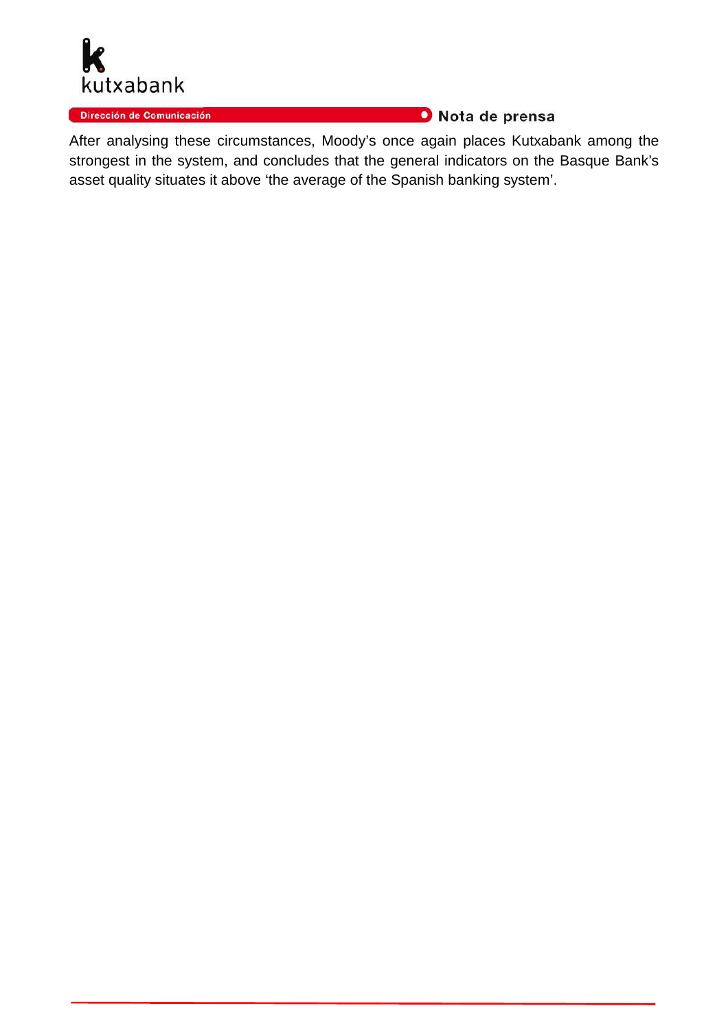After analysing these circumstances, Moody's once again places Kutxabank among the strongest in the system, and concludes that the general indicators on the Basque Bank's asset quality situates it above 'the average of the Spanish banking system'.